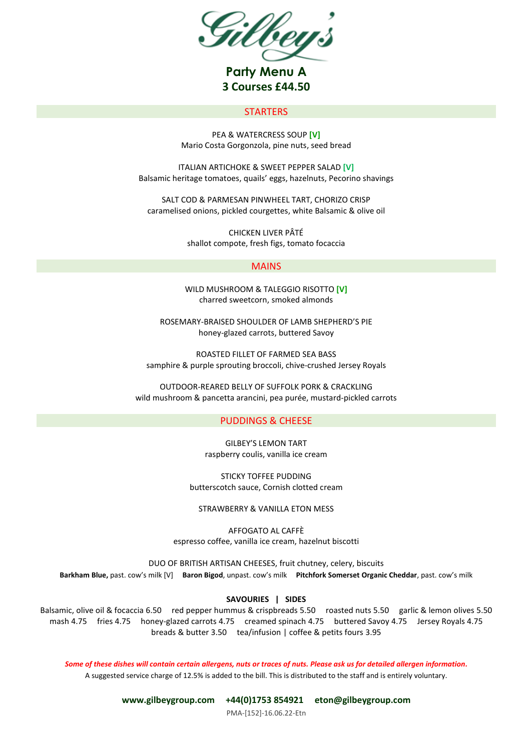# Gilbey's

## Party Menu A
## 3 Courses £44.50

### STARTERS

PEA & WATERCRESS SOUP **[V]**
Mario Costa Gorgonzola, pine nuts, seed bread

ITALIAN ARTICHOKE & SWEET PEPPER SALAD **[V]**
Balsamic heritage tomatoes, quails' eggs, hazelnuts, Pecorino shavings

SALT COD & PARMESAN PINWHEEL TART, CHORIZO CRISP
caramelised onions, pickled courgettes, white Balsamic & olive oil

CHICKEN LIVER PÂTÉ
shallot compote, fresh figs, tomato focaccia

### MAINS

WILD MUSHROOM & TALEGGIO RISOTTO **[V]**
charred sweetcorn, smoked almonds

ROSEMARY-BRAISED SHOULDER OF LAMB SHEPHERD'S PIE
honey-glazed carrots, buttered Savoy

ROASTED FILLET OF FARMED SEA BASS
samphire & purple sprouting broccoli, chive-crushed Jersey Royals

OUTDOOR-REARED BELLY OF SUFFOLK PORK & CRACKLING
wild mushroom & pancetta arancini, pea purée, mustard-pickled carrots

### PUDDINGS & CHEESE

GILBEY'S LEMON TART
raspberry coulis, vanilla ice cream

STICKY TOFFEE PUDDING
butterscotch sauce, Cornish clotted cream

STRAWBERRY & VANILLA ETON MESS

AFFOGATO AL CAFFÈ
espresso coffee, vanilla ice cream, hazelnut biscotti

DUO OF BRITISH ARTISAN CHEESES, fruit chutney, celery, biscuits
**Barkham Blue,** past. cow's milk [V] **Baron Bigod**, unpast. cow's milk **Pitchfork Somerset Organic Cheddar**, past. cow's milk

**SAVOURIES | SIDES**

Balsamic, olive oil & focaccia 6.50 red pepper hummus & crispbreads 5.50 roasted nuts 5.50 garlic & lemon olives 5.50
mash 4.75 fries 4.75 honey-glazed carrots 4.75 creamed spinach 4.75 buttered Savoy 4.75 Jersey Royals 4.75
breads & butter 3.50 tea/infusion | coffee & petits fours 3.95

***Some of these dishes will contain certain allergens, nuts or traces of nuts. Please ask us for detailed allergen information.***

A suggested service charge of 12.5% is added to the bill. This is distributed to the staff and is entirely voluntary.

**www.gilbeygroup.com +44(0)1753 854921 eton@gilbeygroup.com**

PMA-[152]-16.06.22-Etn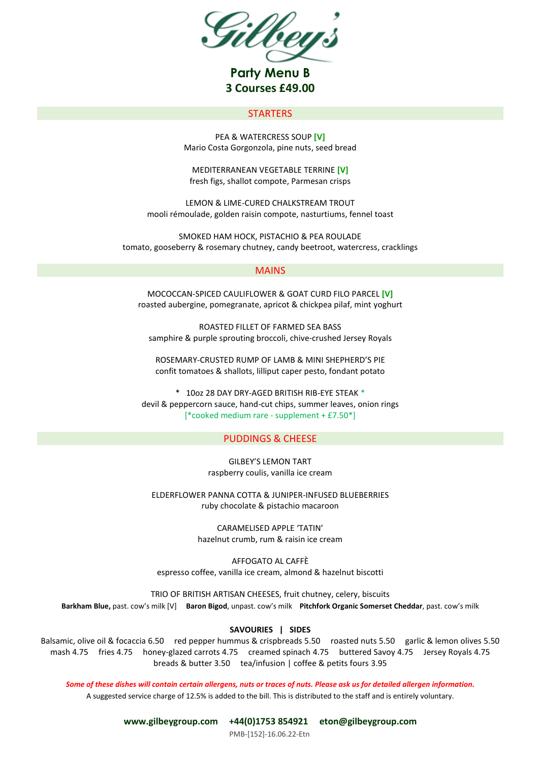# Gilbey's

## Party Menu B
## 3 Courses £49.00

### STARTERS

PEA & WATERCRESS SOUP **[V]**
Mario Costa Gorgonzola, pine nuts, seed bread

MEDITERRANEAN VEGETABLE TERRINE **[V]**
fresh figs, shallot compote, Parmesan crisps

LEMON & LIME-CURED CHALKSTREAM TROUT
mooli rémoulade, golden raisin compote, nasturtiums, fennel toast

SMOKED HAM HOCK, PISTACHIO & PEA ROULADE
tomato, gooseberry & rosemary chutney, candy beetroot, watercress, cracklings

### MAINS

MOCOCCAN-SPICED CAULIFLOWER & GOAT CURD FILO PARCEL **[V]**
roasted aubergine, pomegranate, apricot & chickpea pilaf, mint yoghurt

ROASTED FILLET OF FARMED SEA BASS
samphire & purple sprouting broccoli, chive-crushed Jersey Royals

ROSEMARY-CRUSTED RUMP OF LAMB & MINI SHEPHERD'S PIE
confit tomatoes & shallots, lilliput caper pesto, fondant potato

* 10oz 28 DAY DRY-AGED BRITISH RIB-EYE STEAK *
devil & peppercorn sauce, hand-cut chips, summer leaves, onion rings
[*cooked medium rare - supplement + £7.50*]

### PUDDINGS & CHEESE

GILBEY'S LEMON TART
raspberry coulis, vanilla ice cream

ELDERFLOWER PANNA COTTA & JUNIPER-INFUSED BLUEBERRIES
ruby chocolate & pistachio macaroon

CARAMELISED APPLE 'TATIN'
hazelnut crumb, rum & raisin ice cream

AFFOGATO AL CAFFÈ
espresso coffee, vanilla ice cream, almond & hazelnut biscotti

TRIO OF BRITISH ARTISAN CHEESES, fruit chutney, celery, biscuits
**Barkham Blue,** past. cow's milk [V] **Baron Bigod**, unpast. cow's milk **Pitchfork Organic Somerset Cheddar**, past. cow's milk

**SAVOURIES | SIDES**

Balsamic, olive oil & focaccia 6.50 red pepper hummus & crispbreads 5.50 roasted nuts 5.50 garlic & lemon olives 5.50
mash 4.75 fries 4.75 honey-glazed carrots 4.75 creamed spinach 4.75 buttered Savoy 4.75 Jersey Royals 4.75
breads & butter 3.50 tea/infusion | coffee & petits fours 3.95

***Some of these dishes will contain certain allergens, nuts or traces of nuts. Please ask us for detailed allergen information.***

A suggested service charge of 12.5% is added to the bill. This is distributed to the staff and is entirely voluntary.

**www.gilbeygroup.com +44(0)1753 854921 eton@gilbeygroup.com**

PMB-[152]-16.06.22-Etn